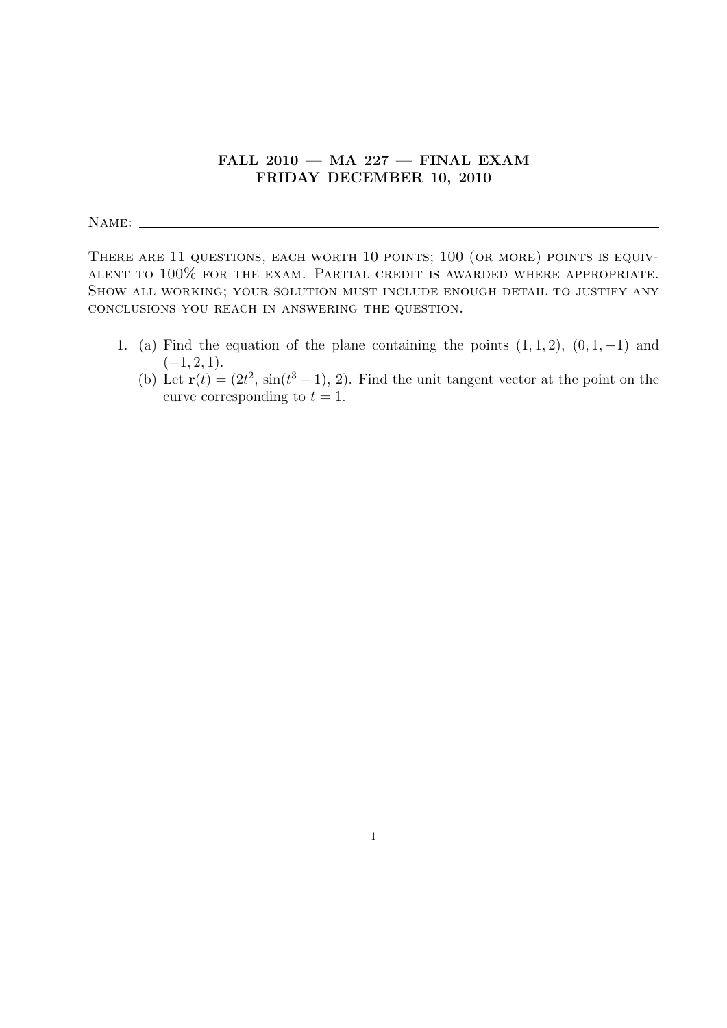# FALL 2010 — MA 227 — FINAL EXAM
## FRIDAY DECEMBER 10, 2010

Name: \_\_\_\_\_\_\_\_\_\_\_\_\_\_\_\_\_\_\_\_\_\_\_\_\_\_\_\_\_\_\_\_\_\_\_\_\_\_\_\_

There are 11 questions, each worth 10 points; 100 (or more) points is equivalent to 100% for the exam. Partial credit is awarded where appropriate. Show all working; your solution must include enough detail to justify any conclusions you reach in answering the question.

1. (a) Find the equation of the plane containing the points $(1, 1, 2)$, $(0, 1, -1)$ and $(-1, 2, 1)$.

   (b) Let $\mathbf{r}(t) = (2t^2, \sin(t^3 - 1), 2)$. Find the unit tangent vector at the point on the curve corresponding to $t = 1$.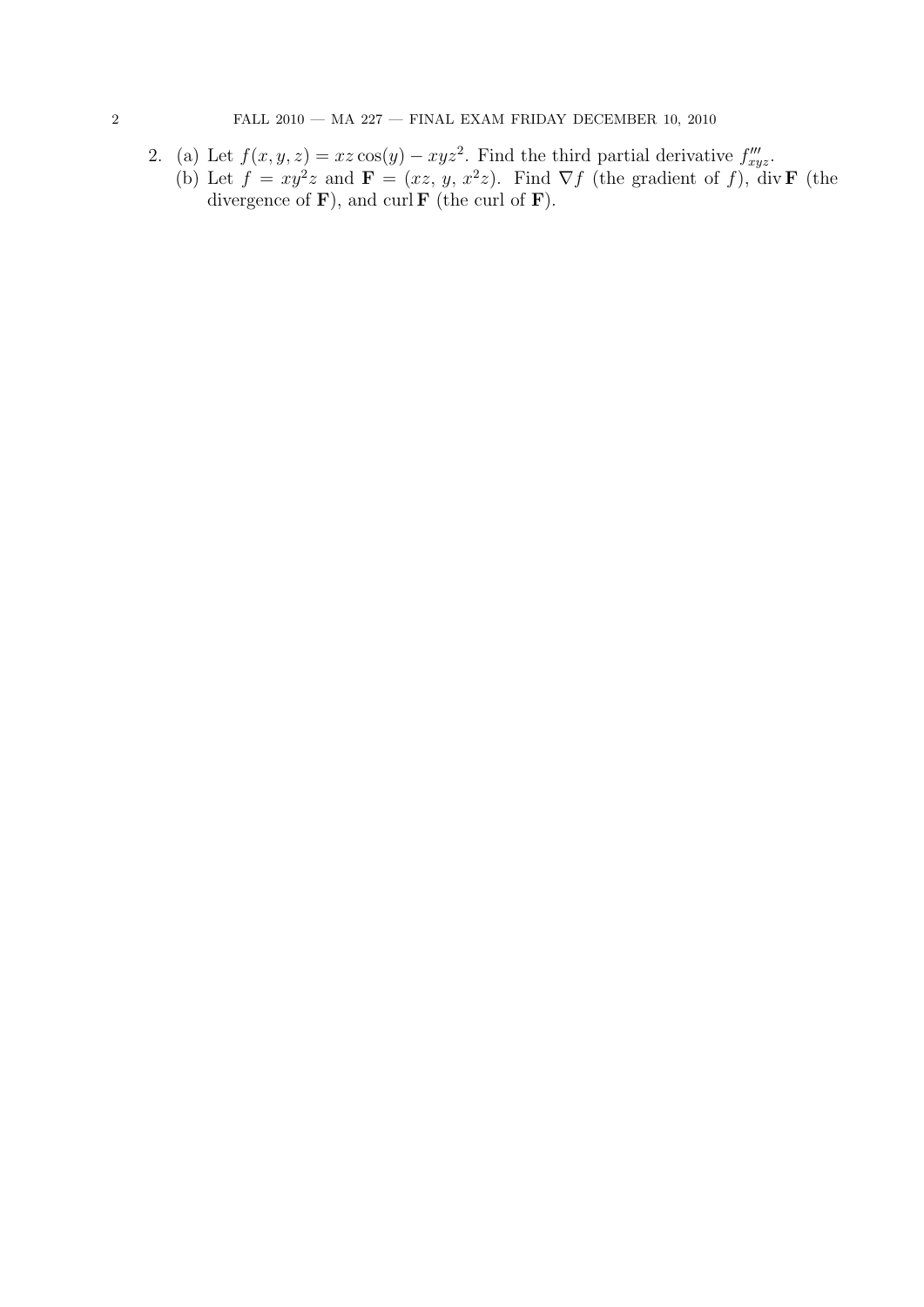2. (a) Let $f(x, y, z) = xz\cos(y) - xyz^2$. Find the third partial derivative $f'''_{xyz}$.

   (b) Let $f = xy^2z$ and $\mathbf{F} = (xz,\, y,\, x^2z)$. Find $\nabla f$ (the gradient of $f$), $\operatorname{div}\mathbf{F}$ (the divergence of $\mathbf{F}$), and $\operatorname{curl}\mathbf{F}$ (the curl of $\mathbf{F}$).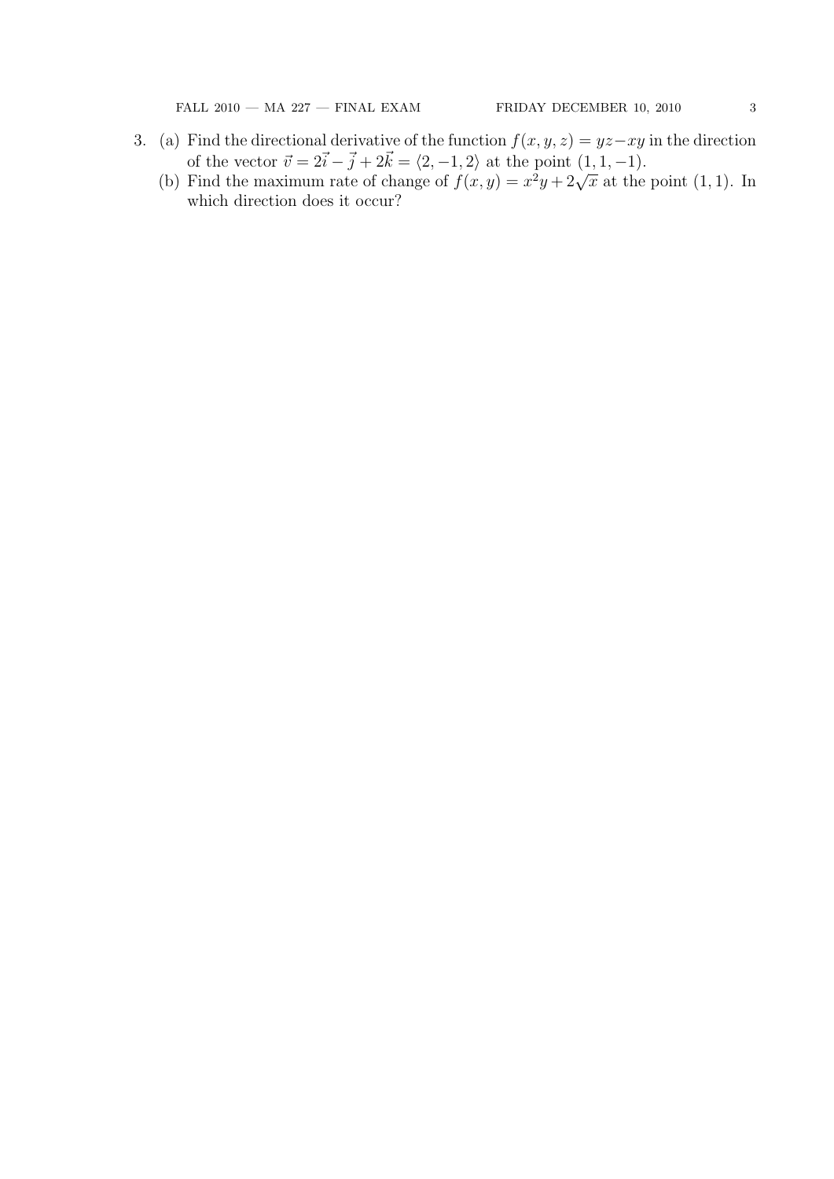3. (a) Find the directional derivative of the function $f(x, y, z) = yz - xy$ in the direction of the vector $\vec{v} = 2\vec{i} - \vec{j} + 2\vec{k} = \langle 2, -1, 2 \rangle$ at the point $(1, 1, -1)$.

   (b) Find the maximum rate of change of $f(x, y) = x^2 y + 2\sqrt{x}$ at the point $(1, 1)$. In which direction does it occur?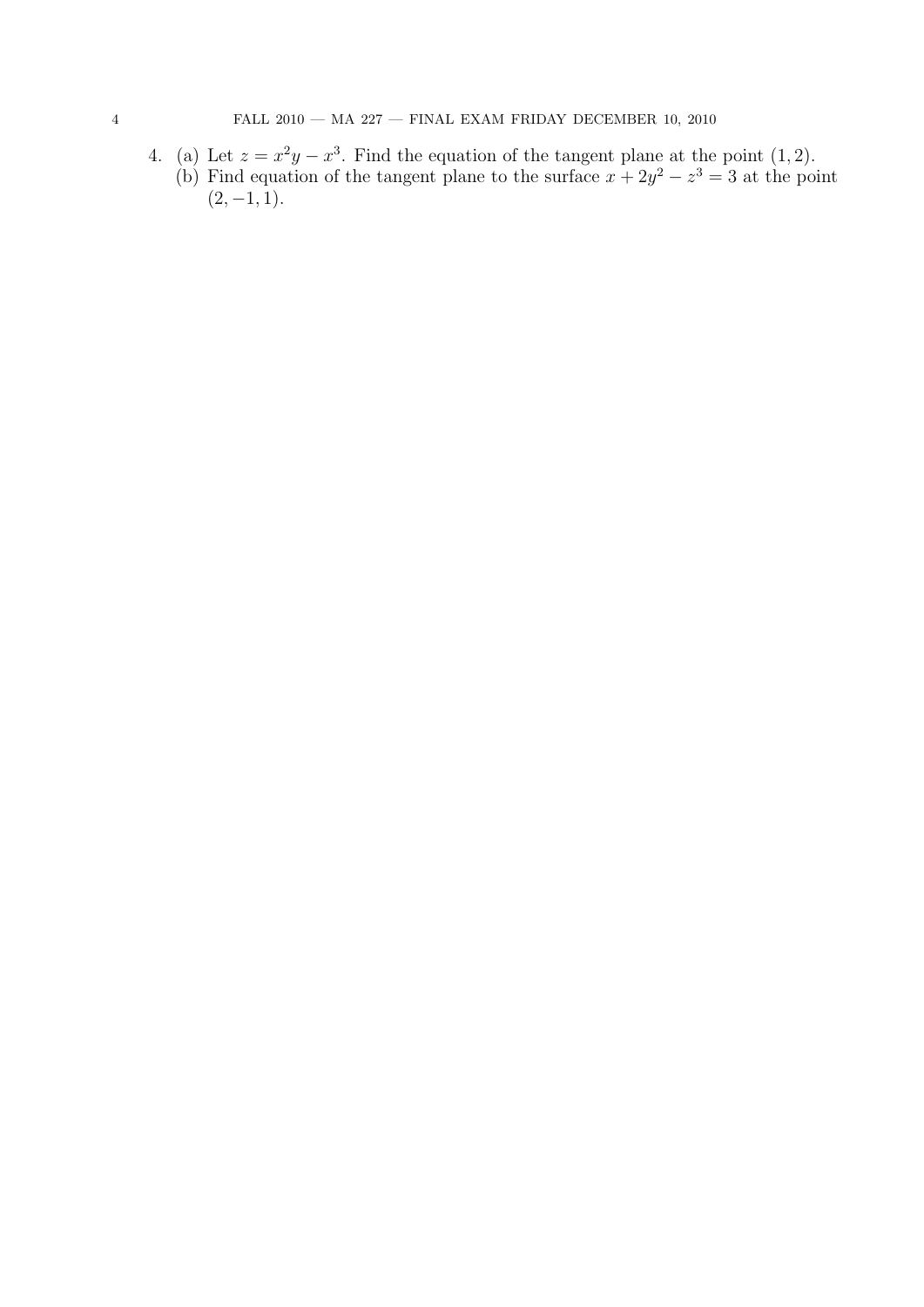4. (a) Let $z = x^2y - x^3$. Find the equation of the tangent plane at the point $(1, 2)$.
   (b) Find equation of the tangent plane to the surface $x + 2y^2 - z^3 = 3$ at the point $(2, -1, 1)$.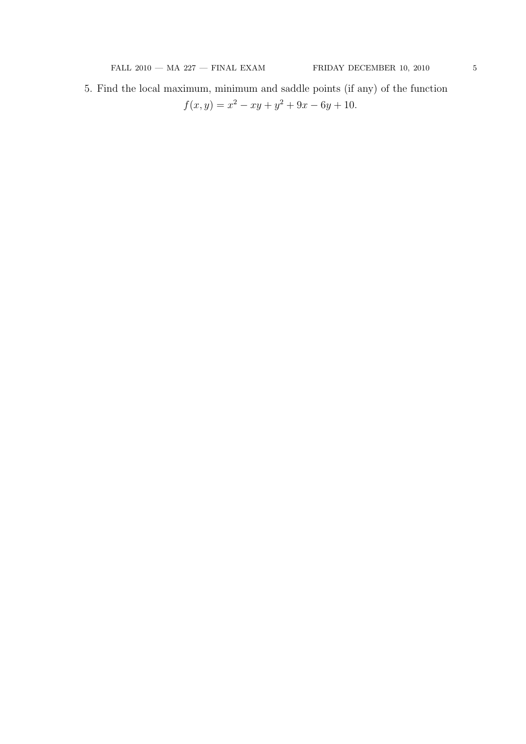5. Find the local maximum, minimum and saddle points (if any) of the function

$$f(x, y) = x^2 - xy + y^2 + 9x - 6y + 10.$$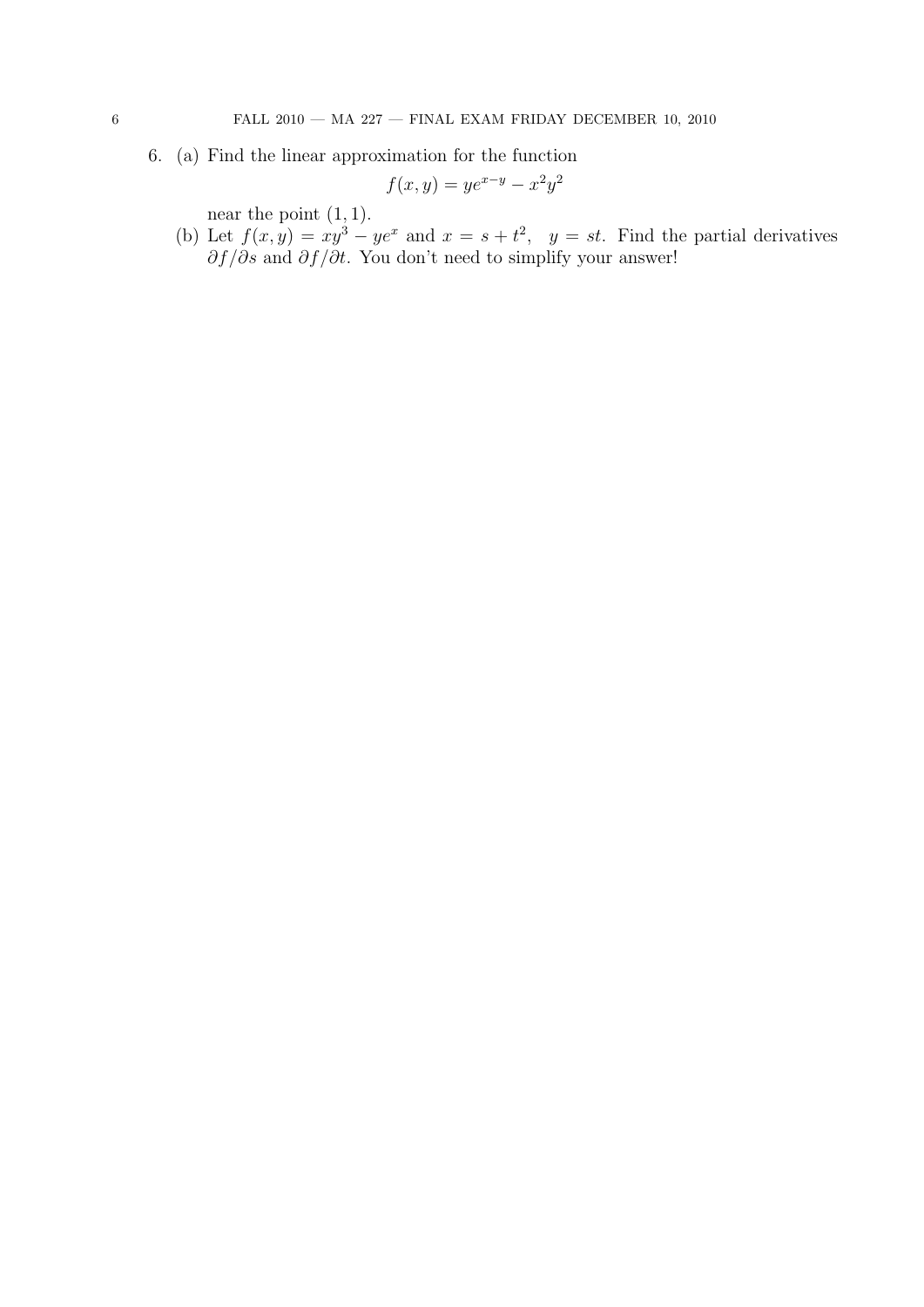6. (a) Find the linear approximation for the function

$$f(x, y) = ye^{x-y} - x^2y^2$$

near the point $(1, 1)$.

(b) Let $f(x, y) = xy^3 - ye^x$ and $x = s + t^2$, $y = st$. Find the partial derivatives $\partial f/\partial s$ and $\partial f/\partial t$. You don't need to simplify your answer!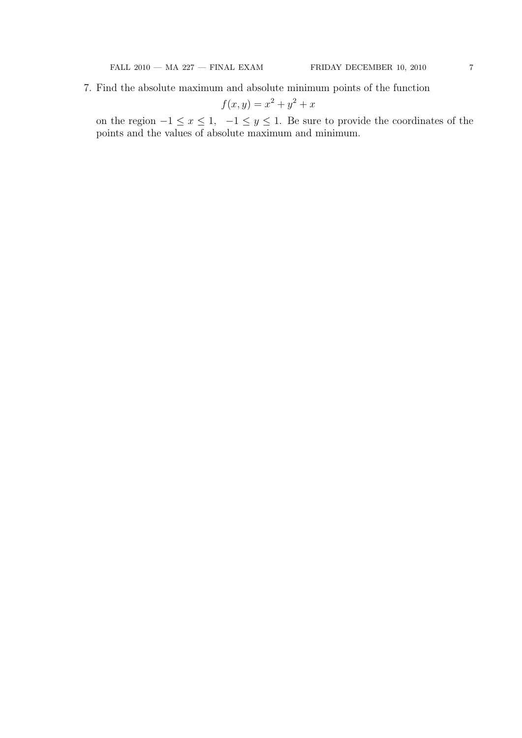7. Find the absolute maximum and absolute minimum points of the function

$$f(x, y) = x^2 + y^2 + x$$

on the region $-1 \leq x \leq 1, \quad -1 \leq y \leq 1$. Be sure to provide the coordinates of the points and the values of absolute maximum and minimum.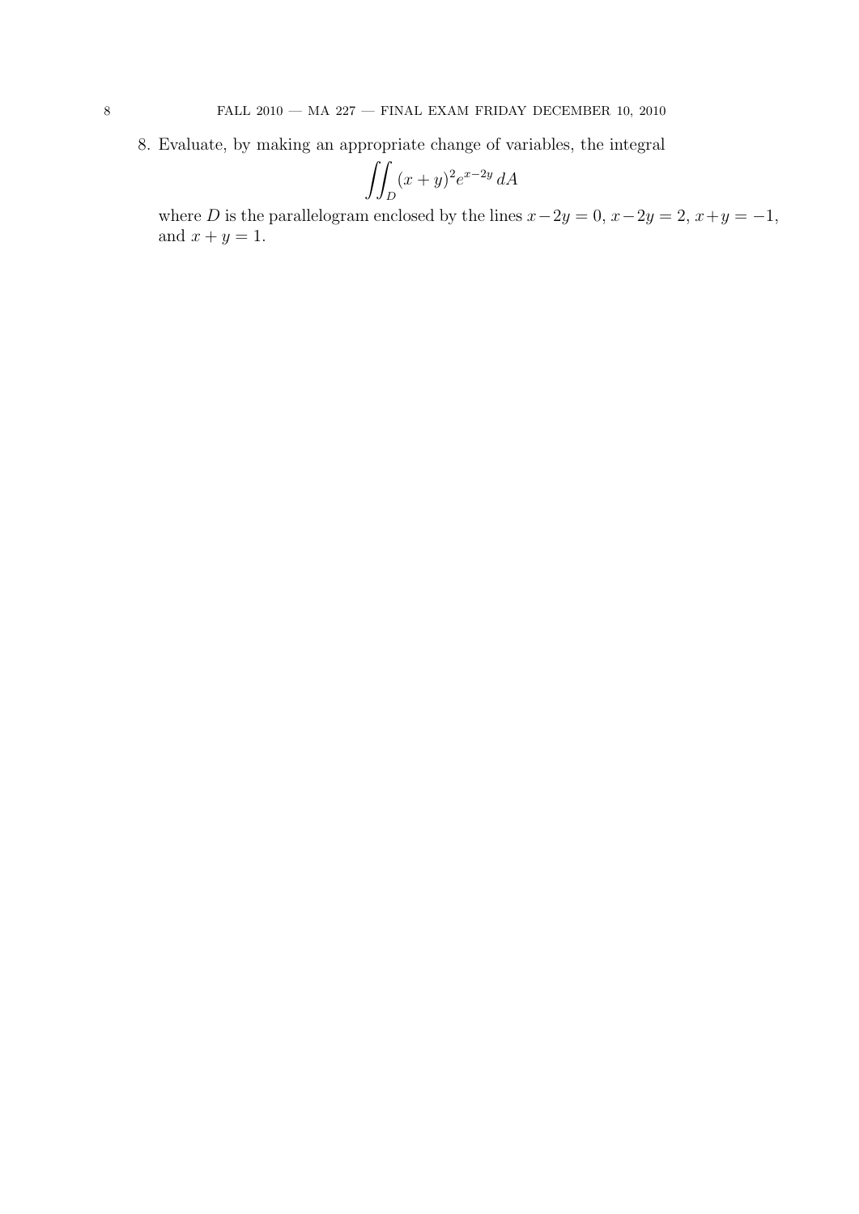8. Evaluate, by making an appropriate change of variables, the integral

$$\iint_D (x+y)^2 e^{x-2y} \, dA$$

where $D$ is the parallelogram enclosed by the lines $x - 2y = 0$, $x - 2y = 2$, $x + y = -1$, and $x + y = 1$.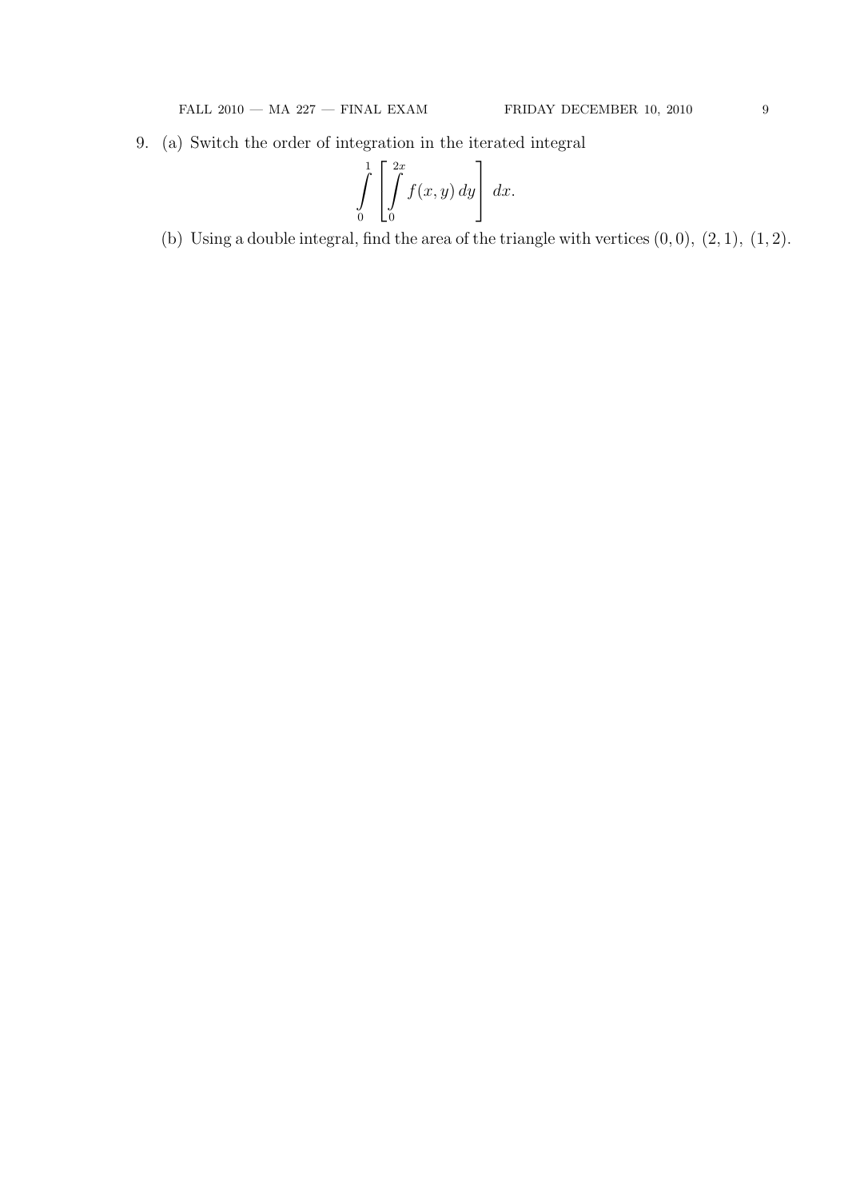9. (a) Switch the order of integration in the iterated integral

$$\int_0^1 \left[ \int_0^{2x} f(x,y)\, dy \right] dx.$$

(b) Using a double integral, find the area of the triangle with vertices $(0,0),\ (2,1),\ (1,2)$.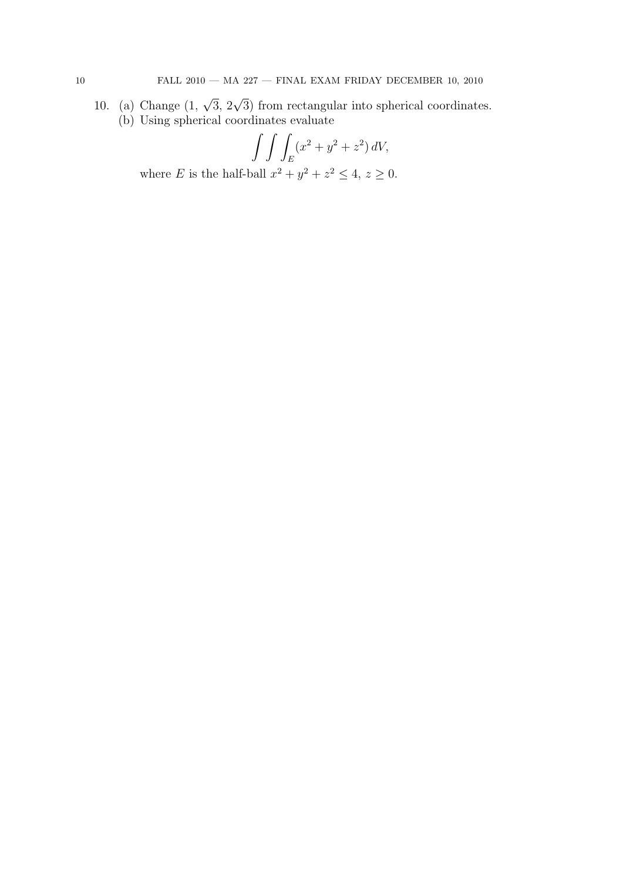10. (a) Change $(1, \sqrt{3}, 2\sqrt{3})$ from rectangular into spherical coordinates.
    (b) Using spherical coordinates evaluate

$$\int\int\int_E (x^2 + y^2 + z^2)\, dV,$$

where $E$ is the half-ball $x^2 + y^2 + z^2 \leq 4$, $z \geq 0$.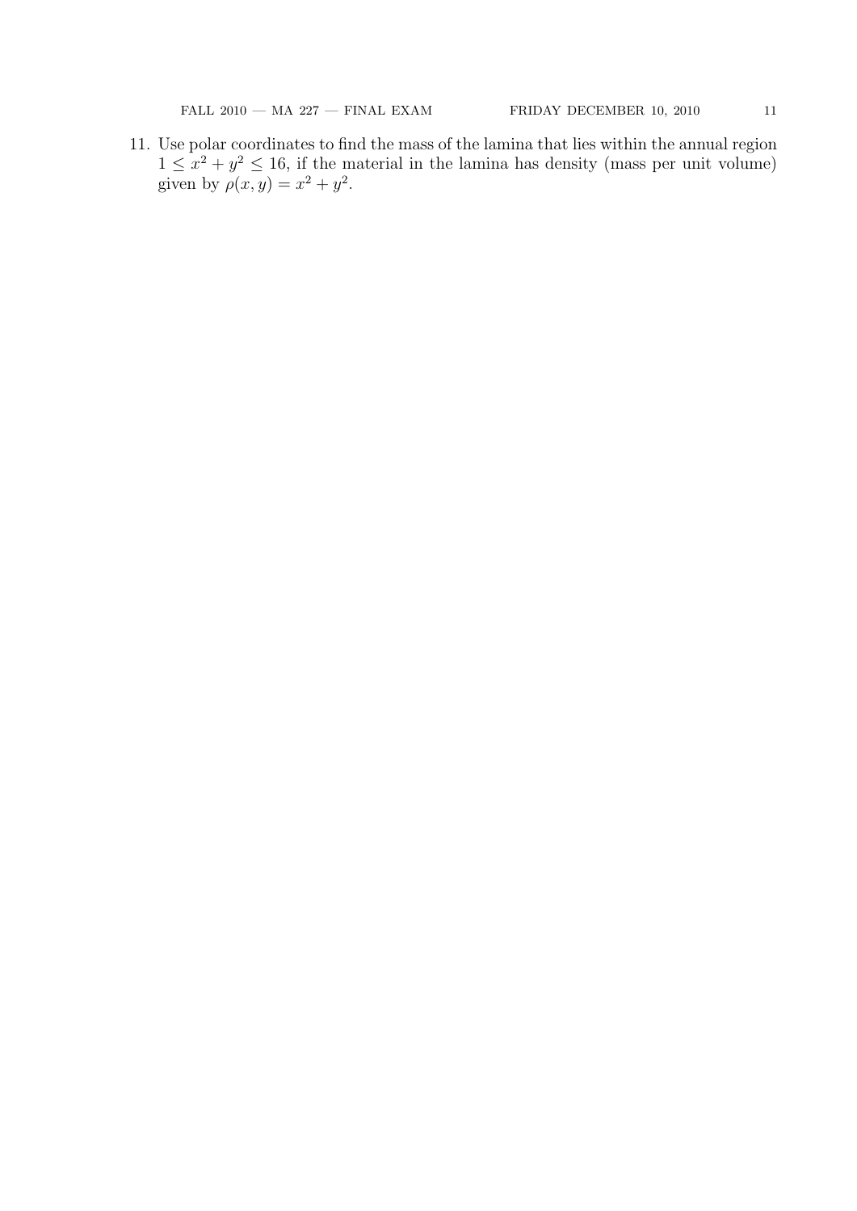11. Use polar coordinates to find the mass of the lamina that lies within the annual region $1 \leq x^2 + y^2 \leq 16$, if the material in the lamina has density (mass per unit volume) given by $\rho(x, y) = x^2 + y^2$.